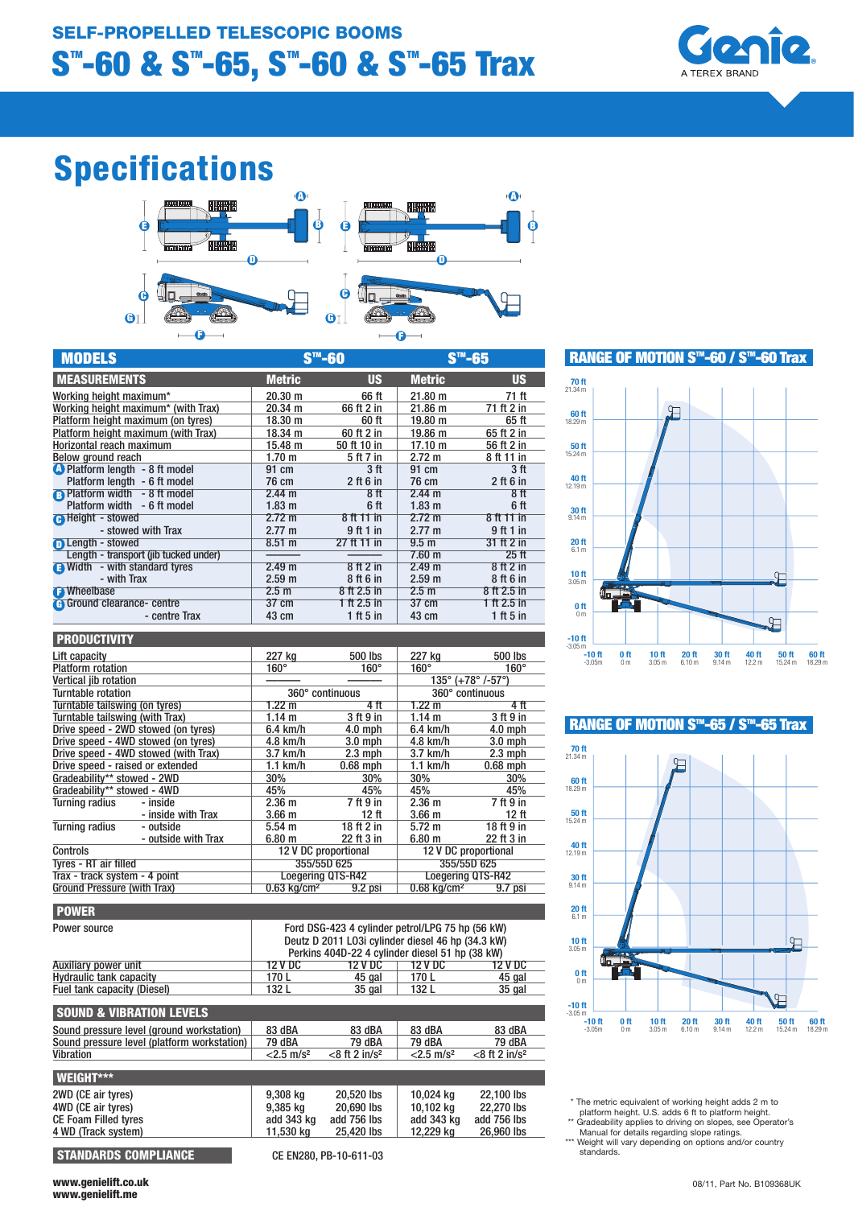SELF-PROPELLED TELESCOPIC BOOMS

# S™-60 & S™-65, S™-60 & S™-65 Trax

Genie A TEREX BRAND

# Specifications

| MODELS | S™-60 | | S™-65 | |
|---|---|---|---|---|
| **MEASUREMENTS** | **Metric** | **US** | **Metric** | **US** |
| Working height maximum* | 20.30 m | 66 ft | 21.80 m | 71 ft |
| Working height maximum* (with Trax) | 20.34 m | 66 ft 2 in | 21.86 m | 71 ft 2 in |
| Platform height maximum (on tyres) | 18.30 m | 60 ft | 19.80 m | 65 ft |
| Platform height maximum (with Trax) | 18.34 m | 60 ft 2 in | 19.86 m | 65 ft 2 in |
| Horizontal reach maximum | 15.48 m | 50 ft 10 in | 17.10 m | 56 ft 2 in |
| Below ground reach | 1.70 m | 5 ft 7 in | 2.72 m | 8 ft 11 in |
| A Platform length - 8 ft model | 91 cm | 3 ft | 91 cm | 3 ft |
| Platform length - 6 ft model | 76 cm | 2 ft 6 in | 76 cm | 2 ft 6 in |
| B Platform width - 8 ft model | 2.44 m | 8 ft | 2.44 m | 8 ft |
| Platform width - 6 ft model | 1.83 m | 6 ft | 1.83 m | 6 ft |
| C Height - stowed | 2.72 m | 8 ft 11 in | 2.72 m | 8 ft 11 in |
| - stowed with Trax | 2.77 m | 9 ft 1 in | 2.77 m | 9 ft 1 in |
| D Length - stowed | 8.51 m | 27 ft 11 in | 9.5 m | 31 ft 2 in |
| Length - transport (jib tucked under) | ——— | ——— | 7.60 m | 25 ft |
| E Width - with standard tyres | 2.49 m | 8 ft 2 in | 2.49 m | 8 ft 2 in |
| - with Trax | 2.59 m | 8 ft 6 in | 2.59 m | 8 ft 6 in |
| F Wheelbase | 2.5 m | 8 ft 2.5 in | 2.5 m | 8 ft 2.5 in |
| G Ground clearance- centre | 37 cm | 1 ft 2.5 in | 37 cm | 1 ft 2.5 in |
| - centre Trax | 43 cm | 1 ft 5 in | 43 cm | 1 ft 5 in |
| **PRODUCTIVITY** | | | | |
| Lift capacity | 227 kg | 500 lbs | 227 kg | 500 lbs |
| Platform rotation | 160° | 160° | 160° | 160° |
| Vertical jib rotation | ——— | ——— | 135° (+78° /-57°) | |
| Turntable rotation | 360° continuous | | 360° continuous | |
| Turntable tailswing (on tyres) | 1.22 m | 4 ft | 1.22 m | 4 ft |
| Turntable tailswing (with Trax) | 1.14 m | 3 ft 9 in | 1.14 m | 3 ft 9 in |
| Drive speed - 2WD stowed (on tyres) | 6.4 km/h | 4.0 mph | 6.4 km/h | 4.0 mph |
| Drive speed - 4WD stowed (on tyres) | 4.8 km/h | 3.0 mph | 4.8 km/h | 3.0 mph |
| Drive speed - 4WD stowed (with Trax) | 3.7 km/h | 2.3 mph | 3.7 km/h | 2.3 mph |
| Drive speed - raised or extended | 1.1 km/h | 0.68 mph | 1.1 km/h | 0.68 mph |
| Gradeability** stowed - 2WD | 30% | 30% | 30% | 30% |
| Gradeability** stowed - 4WD | 45% | 45% | 45% | 45% |
| Turning radius - inside | 2.36 m | 7 ft 9 in | 2.36 m | 7 ft 9 in |
| - inside with Trax | 3.66 m | 12 ft | 3.66 m | 12 ft |
| Turning radius - outside | 5.54 m | 18 ft 2 in | 5.72 m | 18 ft 9 in |
| - outside with Trax | 6.80 m | 22 ft 3 in | 6.80 m | 22 ft 3 in |
| Controls | 12 V DC proportional | | 12 V DC proportional | |
| Tyres - RT air filled | 355/55D 625 | | 355/55D 625 | |
| Trax - track system - 4 point | Loegering QTS-R42 | | Loegering QTS-R42 | |
| Ground Pressure (with Trax) | 0.63 kg/cm² | 9.2 psi | 0.68 kg/cm² | 9.7 psi |
| **POWER** | | | | |
| Power source | Ford DSG-423 4 cylinder petrol/LPG 75 hp (56 kW)<br>Deutz D 2011 L03i cylinder diesel 46 hp (34.3 kW)<br>Perkins 404D-22 4 cylinder diesel 51 hp (38 kW) | | | |
| Auxiliary power unit | 12 V DC | 12 V DC | 12 V DC | 12 V DC |
| Hydraulic tank capacity | 170 L | 45 gal | 170 L | 45 gal |
| Fuel tank capacity (Diesel) | 132 L | 35 gal | 132 L | 35 gal |
| **SOUND & VIBRATION LEVELS** | | | | |
| Sound pressure level (ground workstation) | 83 dBA | 83 dBA | 83 dBA | 83 dBA |
| Sound pressure level (platform workstation) | 79 dBA | 79 dBA | 79 dBA | 79 dBA |
| Vibration | <2.5 m/s² | <8 ft 2 in/s² | <2.5 m/s² | <8 ft 2 in/s² |
| **WEIGHT*** ** | | | | |
| 2WD (CE air tyres) | 9,308 kg | 20,520 lbs | 10,024 kg | 22,100 lbs |
| 4WD (CE air tyres) | 9,385 kg | 20,690 lbs | 10,102 kg | 22,270 lbs |
| CE Foam Filled tyres | add 343 kg | add 756 lbs | add 343 kg | add 756 lbs |
| 4 WD (Track system) | 11,530 kg | 25,420 lbs | 12,229 kg | 26,960 lbs |
| **STANDARDS COMPLIANCE** | CE EN280, PB-10-611-03 | | | |

## RANGE OF MOTION S™-60 / S™-60 Trax

## RANGE OF MOTION S™-65 / S™-65 Trax

\* The metric equivalent of working height adds 2 m to platform height. U.S. adds 6 ft to platform height.

\** Gradeability applies to driving on slopes, see Operator's Manual for details regarding slope ratings.

\*** Weight will vary depending on options and/or country standards.

www.genielift.co.uk
www.genielift.me

08/11, Part No. B109368UK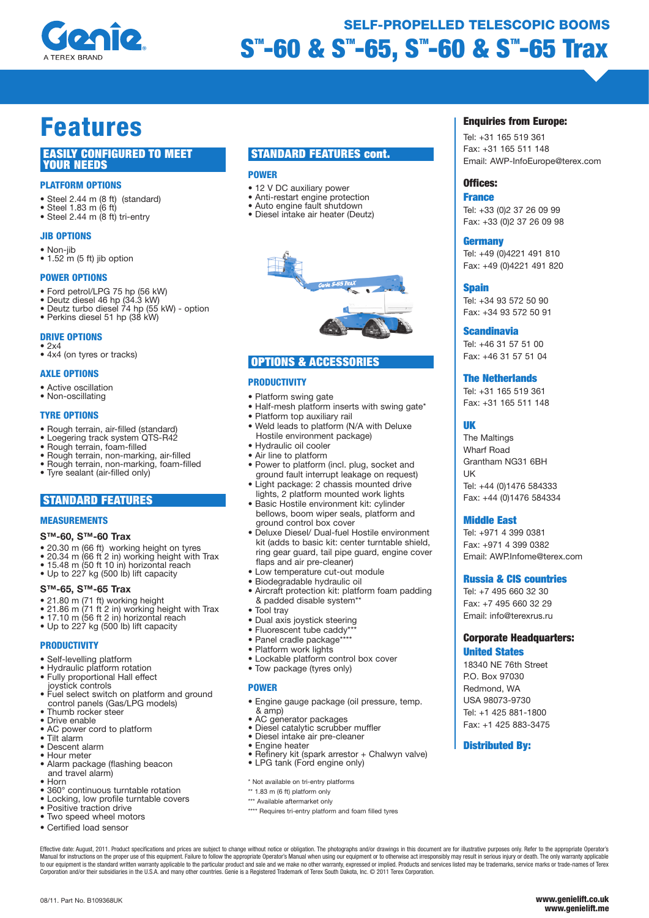# SELF-PROPELLED TELESCOPIC BOOMS

# S™-60 & S™-65, S™-60 & S™-65 Trax

# Features

## EASILY CONFIGURED TO MEET YOUR NEEDS

### PLATFORM OPTIONS

- Steel 2.44 m (8 ft) (standard)
- Steel 1.83 m (6 ft)
- Steel 2.44 m (8 ft) tri-entry

### JIB OPTIONS

- Non-jib
- 1.52 m (5 ft) jib option

### POWER OPTIONS

- Ford petrol/LPG 75 hp (56 kW)
- Deutz diesel 46 hp (34.3 kW)
- Deutz turbo diesel 74 hp (55 kW) - option
- Perkins diesel 51 hp (38 kW)

### DRIVE OPTIONS

- 2x4
- 4x4 (on tyres or tracks)

### AXLE OPTIONS

- Active oscillation
- Non-oscillating

### TYRE OPTIONS

- Rough terrain, air-filled (standard)
- Loegering track system QTS-R42
- Rough terrain, foam-filled
- Rough terrain, non-marking, air-filled
- Rough terrain, non-marking, foam-filled
- Tyre sealant (air-filled only)

## STANDARD FEATURES

### MEASUREMENTS

**S™-60, S™-60 Trax**

- 20.30 m (66 ft) working height on tyres
- 20.34 m (66 ft 2 in) working height with Trax
- 15.48 m (50 ft 10 in) horizontal reach
- Up to 227 kg (500 lb) lift capacity

**S™-65, S™-65 Trax**

- 21.80 m (71 ft) working height
- 21.86 m (71 ft 2 in) working height with Trax
- 17.10 m (56 ft 2 in) horizontal reach
- Up to 227 kg (500 lb) lift capacity

### PRODUCTIVITY

- Self-levelling platform
- Hydraulic platform rotation
- Fully proportional Hall effect joystick controls
- Fuel select switch on platform and ground control panels (Gas/LPG models)
- Thumb rocker steer
- Drive enable
- AC power cord to platform
- Tilt alarm
- Descent alarm
- Hour meter
- Alarm package (flashing beacon and travel alarm)
- Horn
- 360° continuous turntable rotation
- Locking, low profile turntable covers
- Positive traction drive
- Two speed wheel motors
- Certified load sensor

## STANDARD FEATURES cont.

### POWER

- 12 V DC auxiliary power
- Anti-restart engine protection
- Auto engine fault shutdown
- Diesel intake air heater (Deutz)

## OPTIONS & ACCESSORIES

### PRODUCTIVITY

- Platform swing gate
- Half-mesh platform inserts with swing gate*
- Platform top auxiliary rail
- Weld leads to platform (N/A with Deluxe Hostile environment package)
- Hydraulic oil cooler
- Air line to platform
- Power to platform (incl. plug, socket and ground fault interrupt leakage on request)
- Light package: 2 chassis mounted drive lights, 2 platform mounted work lights
- Basic Hostile environment kit: cylinder bellows, boom wiper seals, platform and ground control box cover
- Deluxe Diesel/ Dual-fuel Hostile environment kit (adds to basic kit: center turntable shield, ring gear guard, tail pipe guard, engine cover flaps and air pre-cleaner)
- Low temperature cut-out module
- Biodegradable hydraulic oil
- Aircraft protection kit: platform foam padding & padded disable system**
- Tool tray
- Dual axis joystick steering
- Fluorescent tube caddy***
- Panel cradle package****
- Platform work lights
- Lockable platform control box cover
- Tow package (tyres only)

### POWER

- Engine gauge package (oil pressure, temp. & amp)
- AC generator packages
- Diesel catalytic scrubber muffler
- Diesel intake air pre-cleaner
- Engine heater
- Refinery kit (spark arrestor + Chalwyn valve)
- LPG tank (Ford engine only)

\* Not available on tri-entry platforms
** 1.83 m (6 ft) platform only
*** Available aftermarket only
**** Requires tri-entry platform and foam filled tyres

## Enquiries from Europe:

Tel: +31 165 519 361
Fax: +31 165 511 148
Email: AWP-InfoEurope@terex.com

## Offices:

### France

Tel: +33 (0)2 37 26 09 99
Fax: +33 (0)2 37 26 09 98

### Germany

Tel: +49 (0)4221 491 810
Fax: +49 (0)4221 491 820

### Spain

Tel: +34 93 572 50 90
Fax: +34 93 572 50 91

### Scandinavia

Tel: +46 31 57 51 00
Fax: +46 31 57 51 04

### The Netherlands

Tel: +31 165 519 361
Fax: +31 165 511 148

### UK

The Maltings
Wharf Road
Grantham NG31 6BH
UK
Tel: +44 (0)1476 584333
Fax: +44 (0)1476 584334

### Middle East

Tel: +971 4 399 0381
Fax: +971 4 399 0382
Email: AWP.Infome@terex.com

### Russia & CIS countries

Tel: +7 495 660 32 30
Fax: +7 495 660 32 29
Email: info@terexrus.ru

## Corporate Headquarters:

### United States

18340 NE 76th Street
P.O. Box 97030
Redmond, WA
USA 98073-9730
Tel: +1 425 881-1800
Fax: +1 425 883-3475

### Distributed By:

Effective date: August, 2011. Product specifications and prices are subject to change without notice or obligation. The photographs and/or drawings in this document are for illustrative purposes only. Refer to the appropriate Operator's Manual for instructions on the proper use of this equipment. Failure to follow the appropriate Operator's Manual when using our equipment or to otherwise act irresponsibly may result in serious injury or death. The only warranty applicable to our equipment is the standard written warranty applicable to the particular product and sale and we make no other warranty, expressed or implied. Products and services listed may be trademarks, service marks or trade-names of Terex Corporation and/or their subsidiaries in the U.S.A. and many other countries. Genie is a Registered Trademark of Terex South Dakota, Inc. © 2011 Terex Corporation.

08/11. Part No. B109368UK

www.genielift.co.uk
www.genielift.me